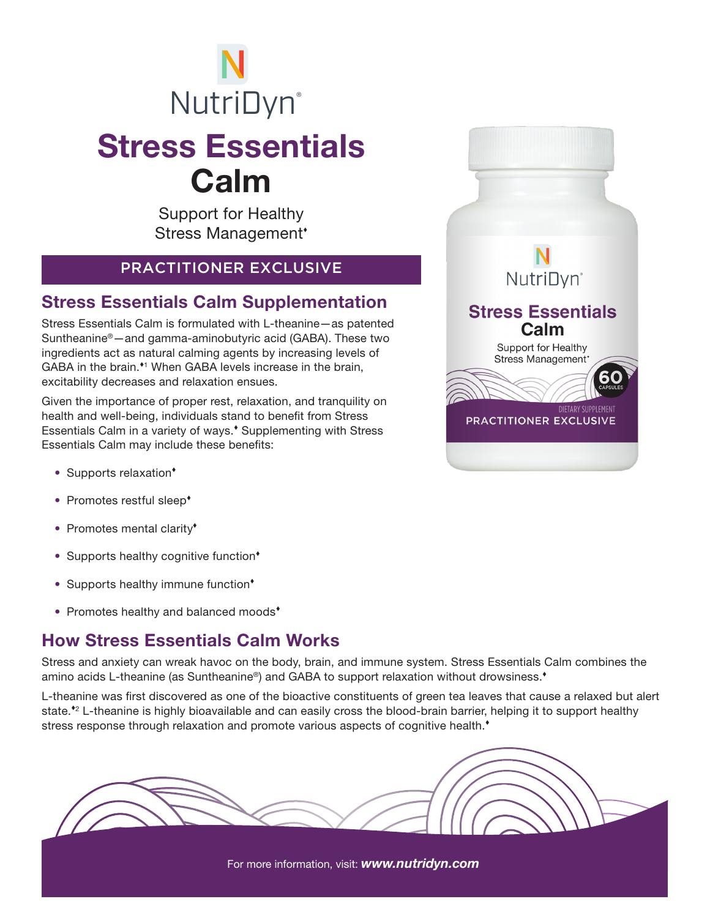NutriDyn®

# Stress Essentials Calm

Support for Healthy Stress Management♦

PRACTITIONER EXCLUSIVE

## Stress Essentials Calm Supplementation

Stress Essentials Calm is formulated with L-theanine—as patented Suntheanine®—and gamma-aminobutyric acid (GABA). These two ingredients act as natural calming agents by increasing levels of GABA in the brain.♦[1] When GABA levels increase in the brain, excitability decreases and relaxation ensues.

Given the importance of proper rest, relaxation, and tranquility on health and well-being, individuals stand to benefit from Stress Essentials Calm in a variety of ways.♦ Supplementing with Stress Essentials Calm may include these benefits:

- Supports relaxation♦
- Promotes restful sleep♦
- Promotes mental clarity♦
- Supports healthy cognitive function♦
- Supports healthy immune function♦
- Promotes healthy and balanced moods♦

## How Stress Essentials Calm Works

Stress and anxiety can wreak havoc on the body, brain, and immune system. Stress Essentials Calm combines the amino acids L-theanine (as Suntheanine®) and GABA to support relaxation without drowsiness.♦

L-theanine was first discovered as one of the bioactive constituents of green tea leaves that cause a relaxed but alert state.♦[2] L-theanine is highly bioavailable and can easily cross the blood-brain barrier, helping it to support healthy stress response through relaxation and promote various aspects of cognitive health.♦

For more information, visit: ***www.nutridyn.com***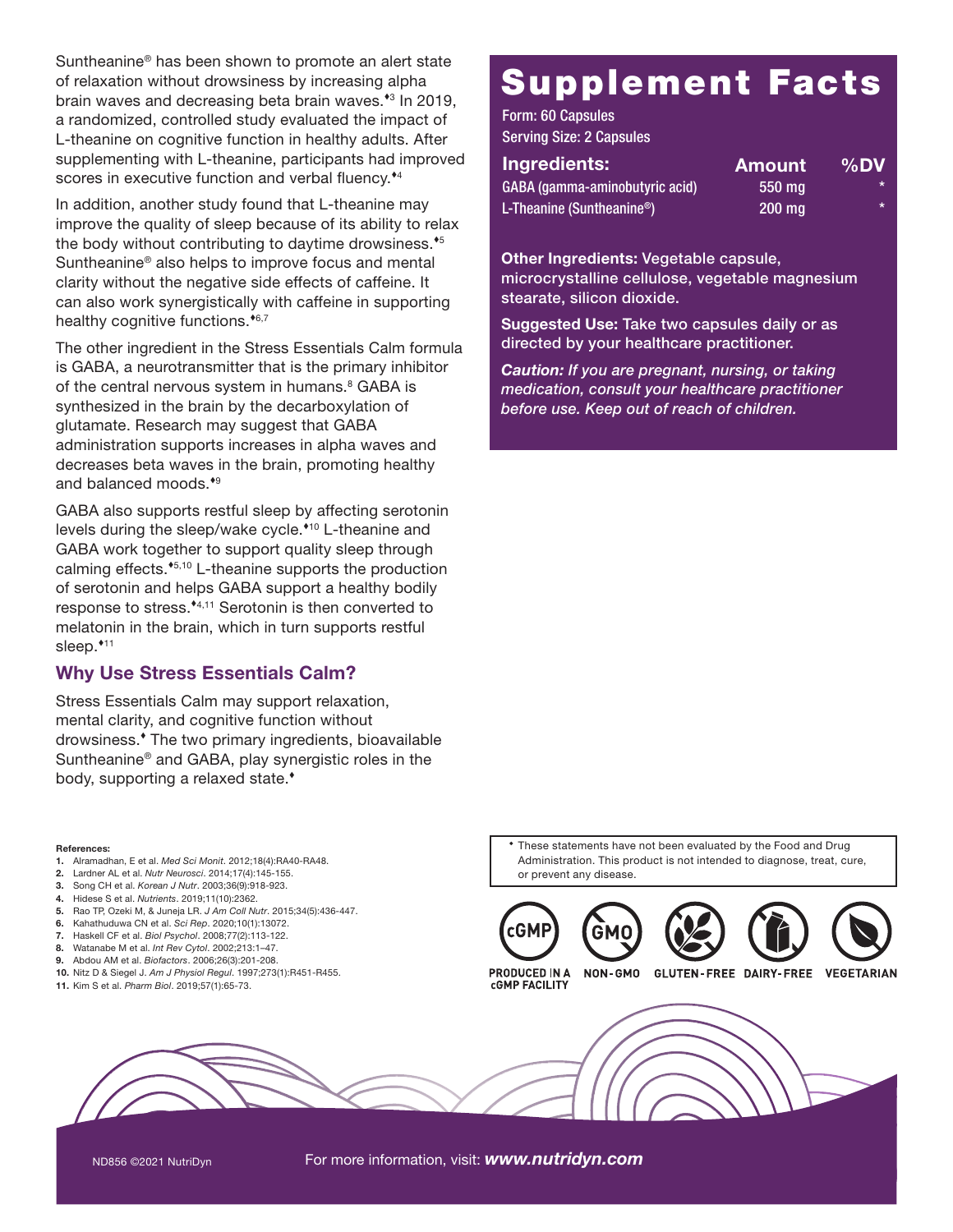Suntheanine® has been shown to promote an alert state of relaxation without drowsiness by increasing alpha brain waves and decreasing beta brain waves.♦[3] In 2019, a randomized, controlled study evaluated the impact of L-theanine on cognitive function in healthy adults. After supplementing with L-theanine, participants had improved scores in executive function and verbal fluency.♦[4]

In addition, another study found that L-theanine may improve the quality of sleep because of its ability to relax the body without contributing to daytime drowsiness.♦[5] Suntheanine® also helps to improve focus and mental clarity without the negative side effects of caffeine. It can also work synergistically with caffeine in supporting healthy cognitive functions.♦[6,7]

The other ingredient in the Stress Essentials Calm formula is GABA, a neurotransmitter that is the primary inhibitor of the central nervous system in humans.[8] GABA is synthesized in the brain by the decarboxylation of glutamate. Research may suggest that GABA administration supports increases in alpha waves and decreases beta waves in the brain, promoting healthy and balanced moods.♦[9]

GABA also supports restful sleep by affecting serotonin levels during the sleep/wake cycle.♦[10] L-theanine and GABA work together to support quality sleep through calming effects.♦[5,10] L-theanine supports the production of serotonin and helps GABA support a healthy bodily response to stress.♦[4,11] Serotonin is then converted to melatonin in the brain, which in turn supports restful sleep.♦[11]

## Why Use Stress Essentials Calm?

Stress Essentials Calm may support relaxation, mental clarity, and cognitive function without drowsiness.♦ The two primary ingredients, bioavailable Suntheanine® and GABA, play synergistic roles in the body, supporting a relaxed state.♦

# Supplement Facts

Form: 60 Capsules
Serving Size: 2 Capsules

| Ingredients: | Amount | %DV |
|---|---|---|
| GABA (gamma-aminobutyric acid) | 550 mg | * |
| L-Theanine (Suntheanine®) | 200 mg | * |

**Other Ingredients:** Vegetable capsule, microcrystalline cellulose, vegetable magnesium stearate, silicon dioxide.

**Suggested Use:** Take two capsules daily or as directed by your healthcare practitioner.

***Caution:** If you are pregnant, nursing, or taking medication, consult your healthcare practitioner before use. Keep out of reach of children.*

♦ These statements have not been evaluated by the Food and Drug Administration. This product is not intended to diagnose, treat, cure, or prevent any disease.

PRODUCED IN A cGMP FACILITY · NON-GMO · GLUTEN-FREE · DAIRY-FREE · VEGETARIAN

**References:**

1. Alramadhan, E et al. *Med Sci Monit*. 2012;18(4):RA40-RA48.
2. Lardner AL et al. *Nutr Neurosci*. 2014;17(4):145-155.
3. Song CH et al. *Korean J Nutr*. 2003;36(9):918-923.
4. Hidese S et al. *Nutrients*. 2019;11(10):2362.
5. Rao TP, Ozeki M, & Juneja LR. *J Am Coll Nutr*. 2015;34(5):436-447.
6. Kahathuduwa CN et al. *Sci Rep*. 2020;10(1):13072.
7. Haskell CF et al. *Biol Psychol*. 2008;77(2):113-122.
8. Watanabe M et al. *Int Rev Cytol*. 2002;213:1–47.
9. Abdou AM et al. *Biofactors*. 2006;26(3):201-208.
10. Nitz D & Siegel J. *Am J Physiol Regul*. 1997;273(1):R451-R455.
11. Kim S et al. *Pharm Biol*. 2019;57(1):65-73.

ND856 ©2021 NutriDyn

For more information, visit: ***www.nutridyn.com***